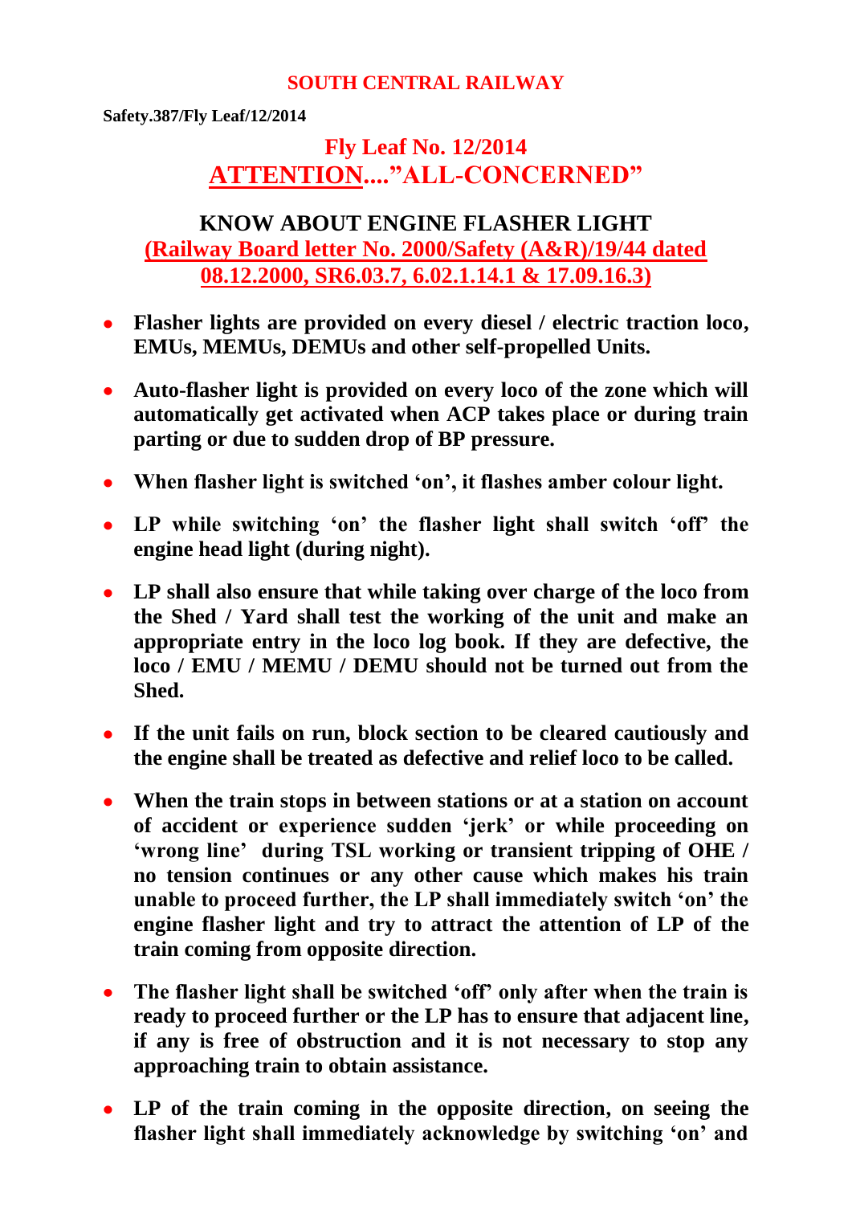**SOUTH CENTRAL RAILWAY**

**Safety.387/Fly Leaf/12/2014**

# Fly Leaf No. 12/2014
# ATTENTION...."ALL-CONCERNED"

## KNOW ABOUT ENGINE FLASHER LIGHT
## (Railway Board letter No. 2000/Safety (A&R)/19/44 dated 08.12.2000, SR6.03.7, 6.02.1.14.1 & 17.09.16.3)

- **Flasher lights are provided on every diesel / electric traction loco, EMUs, MEMUs, DEMUs and other self-propelled Units.**
- **Auto-flasher light is provided on every loco of the zone which will automatically get activated when ACP takes place or during train parting or due to sudden drop of BP pressure.**
- **When flasher light is switched 'on', it flashes amber colour light.**
- **LP while switching 'on' the flasher light shall switch 'off' the engine head light (during night).**
- **LP shall also ensure that while taking over charge of the loco from the Shed / Yard shall test the working of the unit and make an appropriate entry in the loco log book. If they are defective, the loco / EMU / MEMU / DEMU should not be turned out from the Shed.**
- **If the unit fails on run, block section to be cleared cautiously and the engine shall be treated as defective and relief loco to be called.**
- **When the train stops in between stations or at a station on account of accident or experience sudden 'jerk' or while proceeding on 'wrong line' during TSL working or transient tripping of OHE / no tension continues or any other cause which makes his train unable to proceed further, the LP shall immediately switch 'on' the engine flasher light and try to attract the attention of LP of the train coming from opposite direction.**
- **The flasher light shall be switched 'off' only after when the train is ready to proceed further or the LP has to ensure that adjacent line, if any is free of obstruction and it is not necessary to stop any approaching train to obtain assistance.**
- **LP of the train coming in the opposite direction, on seeing the flasher light shall immediately acknowledge by switching 'on' and**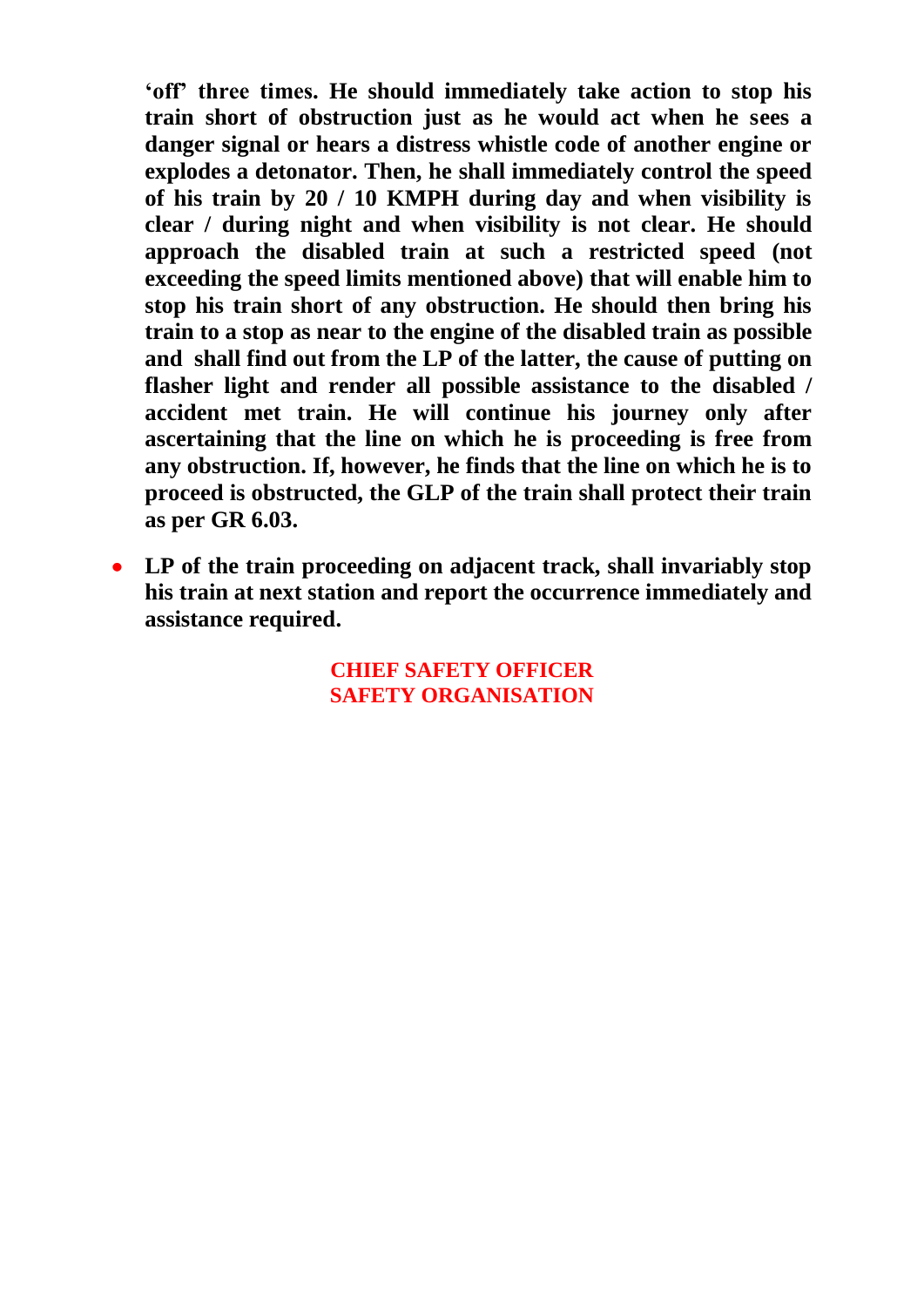**'off' three times. He should immediately take action to stop his train short of obstruction just as he would act when he sees a danger signal or hears a distress whistle code of another engine or explodes a detonator. Then, he shall immediately control the speed of his train by 20 / 10 KMPH during day and when visibility is clear / during night and when visibility is not clear. He should approach the disabled train at such a restricted speed (not exceeding the speed limits mentioned above) that will enable him to stop his train short of any obstruction. He should then bring his train to a stop as near to the engine of the disabled train as possible and shall find out from the LP of the latter, the cause of putting on flasher light and render all possible assistance to the disabled / accident met train. He will continue his journey only after ascertaining that the line on which he is proceeding is free from any obstruction. If, however, he finds that the line on which he is to proceed is obstructed, the GLP of the train shall protect their train as per GR 6.03.**

- **LP of the train proceeding on adjacent track, shall invariably stop his train at next station and report the occurrence immediately and assistance required.**

**CHIEF SAFETY OFFICER**
**SAFETY ORGANISATION**